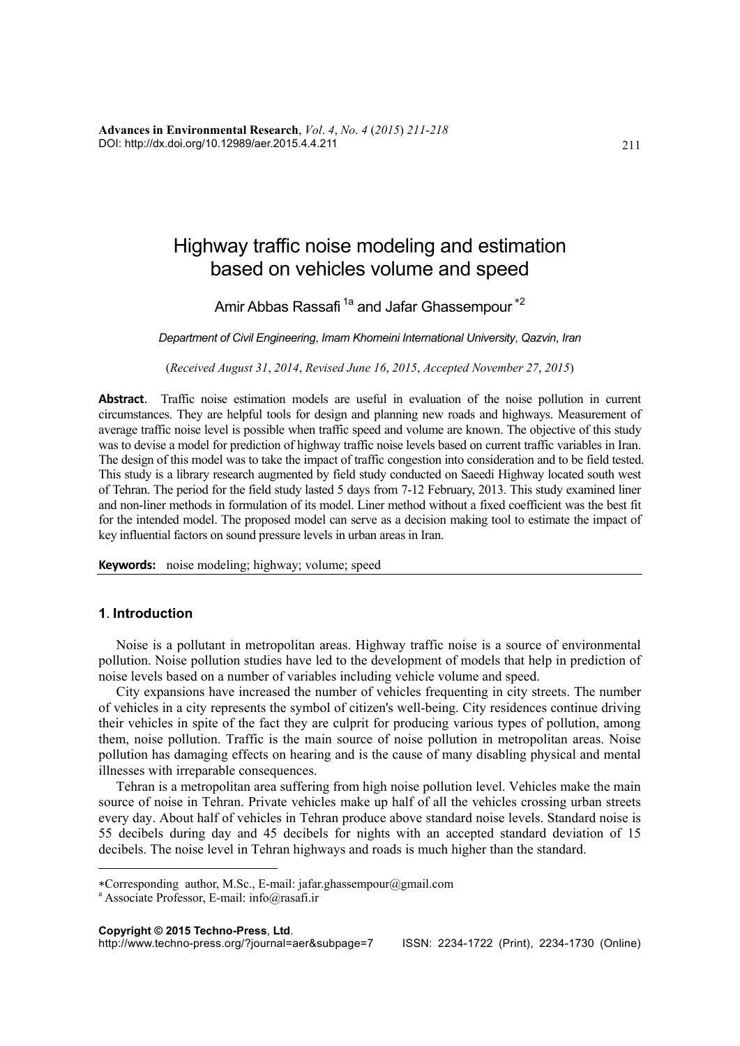# Highway traffic noise modeling and estimation based on vehicles volume and speed

Amir Abbas Rassafi [1a] and Jafar Ghassempour [*2]

*Department of Civil Engineering, Imam Khomeini International University, Qazvin, Iran*

(*Received August 31, 2014, Revised June 16, 2015, Accepted November 27, 2015*)

**Abstract.** Traffic noise estimation models are useful in evaluation of the noise pollution in current circumstances. They are helpful tools for design and planning new roads and highways. Measurement of average traffic noise level is possible when traffic speed and volume are known. The objective of this study was to devise a model for prediction of highway traffic noise levels based on current traffic variables in Iran. The design of this model was to take the impact of traffic congestion into consideration and to be field tested. This study is a library research augmented by field study conducted on Saeedi Highway located south west of Tehran. The period for the field study lasted 5 days from 7-12 February, 2013. This study examined liner and non-liner methods in formulation of its model. Liner method without a fixed coefficient was the best fit for the intended model. The proposed model can serve as a decision making tool to estimate the impact of key influential factors on sound pressure levels in urban areas in Iran.

**Keywords:** noise modeling; highway; volume; speed

## 1. Introduction

Noise is a pollutant in metropolitan areas. Highway traffic noise is a source of environmental pollution. Noise pollution studies have led to the development of models that help in prediction of noise levels based on a number of variables including vehicle volume and speed.

City expansions have increased the number of vehicles frequenting in city streets. The number of vehicles in a city represents the symbol of citizen's well-being. City residences continue driving their vehicles in spite of the fact they are culprit for producing various types of pollution, among them, noise pollution. Traffic is the main source of noise pollution in metropolitan areas. Noise pollution has damaging effects on hearing and is the cause of many disabling physical and mental illnesses with irreparable consequences.

Tehran is a metropolitan area suffering from high noise pollution level. Vehicles make the main source of noise in Tehran. Private vehicles make up half of all the vehicles crossing urban streets every day. About half of vehicles in Tehran produce above standard noise levels. Standard noise is 55 decibels during day and 45 decibels for nights with an accepted standard deviation of 15 decibels. The noise level in Tehran highways and roads is much higher than the standard.

---

*Corresponding author, M.Sc., E-mail: jafar.ghassempour@gmail.com

[a] Associate Professor, E-mail: info@rasafi.ir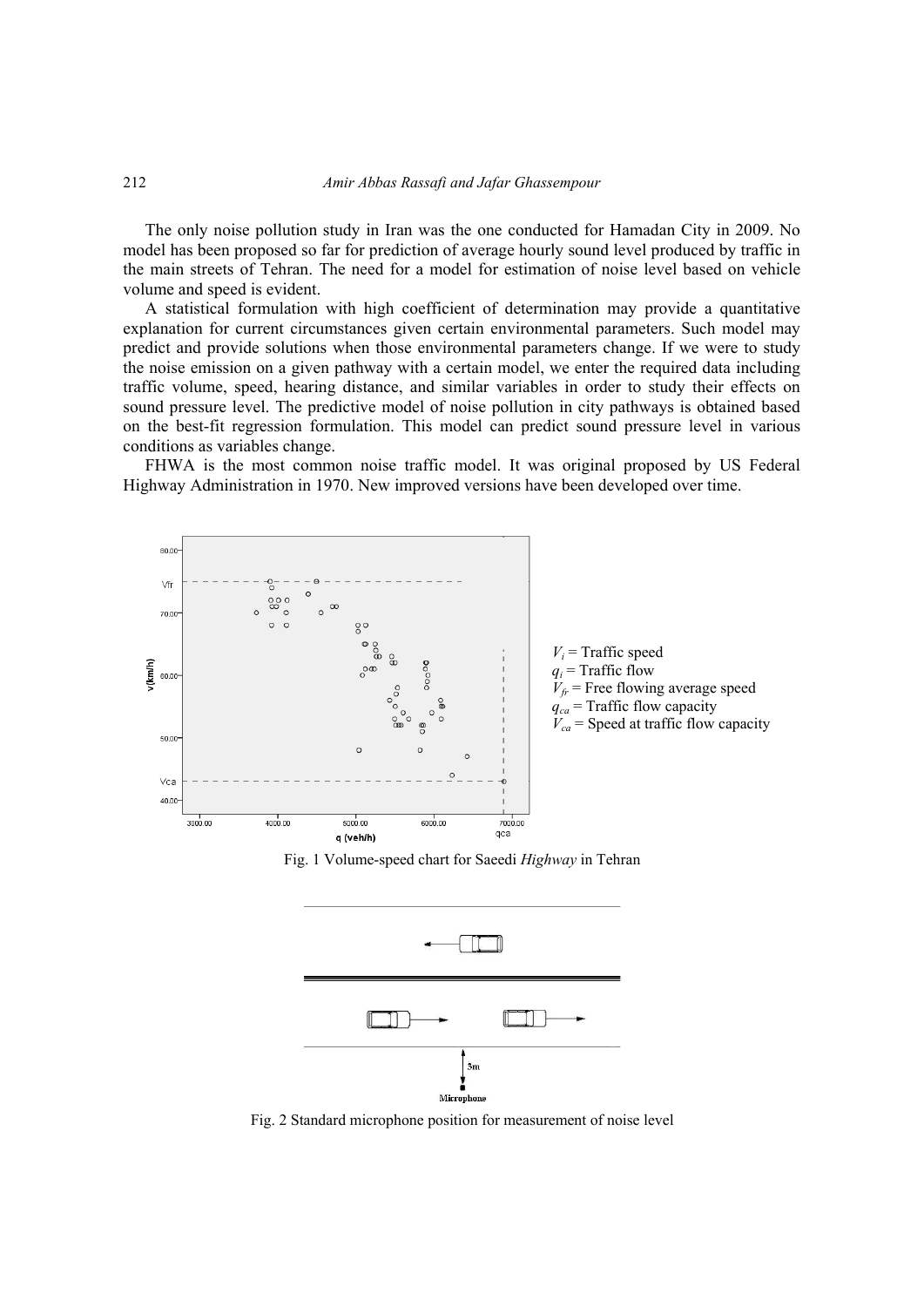The only noise pollution study in Iran was the one conducted for Hamadan City in 2009. No model has been proposed so far for prediction of average hourly sound level produced by traffic in the main streets of Tehran. The need for a model for estimation of noise level based on vehicle volume and speed is evident.

A statistical formulation with high coefficient of determination may provide a quantitative explanation for current circumstances given certain environmental parameters. Such model may predict and provide solutions when those environmental parameters change. If we were to study the noise emission on a given pathway with a certain model, we enter the required data including traffic volume, speed, hearing distance, and similar variables in order to study their effects on sound pressure level. The predictive model of noise pollution in city pathways is obtained based on the best-fit regression formulation. This model can predict sound pressure level in various conditions as variables change.

FHWA is the most common noise traffic model. It was original proposed by US Federal Highway Administration in 1970. New improved versions have been developed over time.

$V_i$ = Traffic speed
$q_i$ = Traffic flow
$V_{fr}$ = Free flowing average speed
$q_{ca}$ = Traffic flow capacity
$V_{ca}$ = Speed at traffic flow capacity

Fig. 1 Volume-speed chart for Saeedi *Highway* in Tehran

Fig. 2 Standard microphone position for measurement of noise level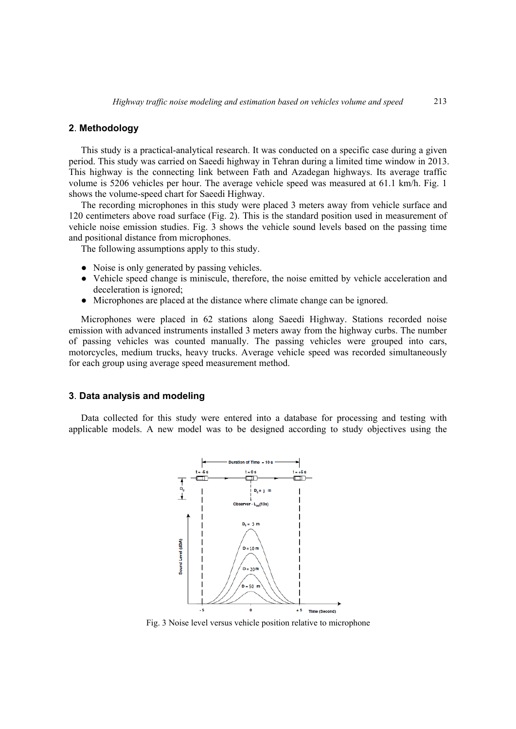## 2. Methodology

This study is a practical-analytical research. It was conducted on a specific case during a given period. This study was carried on Saeedi highway in Tehran during a limited time window in 2013. This highway is the connecting link between Fath and Azadegan highways. Its average traffic volume is 5206 vehicles per hour. The average vehicle speed was measured at 61.1 km/h. Fig. 1 shows the volume-speed chart for Saeedi Highway.

The recording microphones in this study were placed 3 meters away from vehicle surface and 120 centimeters above road surface (Fig. 2). This is the standard position used in measurement of vehicle noise emission studies. Fig. 3 shows the vehicle sound levels based on the passing time and positional distance from microphones.

The following assumptions apply to this study.

- Noise is only generated by passing vehicles.
- Vehicle speed change is miniscule, therefore, the noise emitted by vehicle acceleration and deceleration is ignored;
- Microphones are placed at the distance where climate change can be ignored.

Microphones were placed in 62 stations along Saeedi Highway. Stations recorded noise emission with advanced instruments installed 3 meters away from the highway curbs. The number of passing vehicles was counted manually. The passing vehicles were grouped into cars, motorcycles, medium trucks, heavy trucks. Average vehicle speed was recorded simultaneously for each group using average speed measurement method.

## 3. Data analysis and modeling

Data collected for this study were entered into a database for processing and testing with applicable models. A new model was to be designed according to study objectives using the

Fig. 3 Noise level versus vehicle position relative to microphone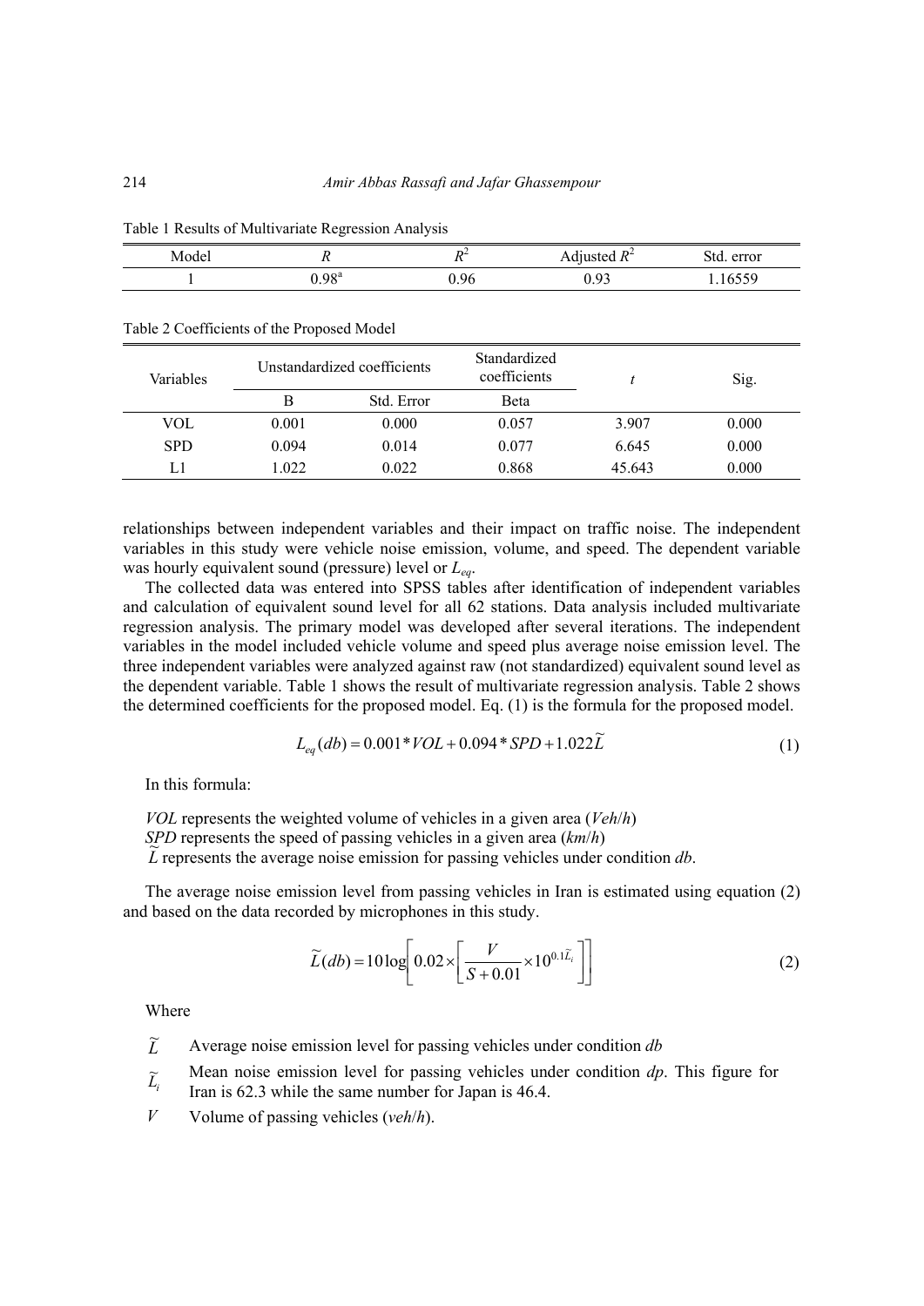Table 1 Results of Multivariate Regression Analysis

| Model | $R$ | $R^2$ | Adjusted $R^2$ | Std. error |
|---|---|---|---|---|
| 1 | 0.98[a] | 0.96 | 0.93 | 1.16559 |

Table 2 Coefficients of the Proposed Model

| Variables | Unstandardized coefficients | | Standardized coefficients | $t$ | Sig. |
|---|---|---|---|---|---|
| | B | Std. Error | Beta | | |
| VOL | 0.001 | 0.000 | 0.057 | 3.907 | 0.000 |
| SPD | 0.094 | 0.014 | 0.077 | 6.645 | 0.000 |
| L1 | 1.022 | 0.022 | 0.868 | 45.643 | 0.000 |

relationships between independent variables and their impact on traffic noise. The independent variables in this study were vehicle noise emission, volume, and speed. The dependent variable was hourly equivalent sound (pressure) level or $L_{eq}$.

The collected data was entered into SPSS tables after identification of independent variables and calculation of equivalent sound level for all 62 stations. Data analysis included multivariate regression analysis. The primary model was developed after several iterations. The independent variables in the model included vehicle volume and speed plus average noise emission level. The three independent variables were analyzed against raw (not standardized) equivalent sound level as the dependent variable. Table 1 shows the result of multivariate regression analysis. Table 2 shows the determined coefficients for the proposed model. Eq. (1) is the formula for the proposed model.

$$L_{eq}(db) = 0.001 * VOL + 0.094 * SPD + 1.022\widetilde{L} \tag{1}$$

In this formula:

*VOL* represents the weighted volume of vehicles in a given area (*Veh*/*h*)
*SPD* represents the speed of passing vehicles in a given area (*km*/*h*)
$\widetilde{L}$ represents the average noise emission for passing vehicles under condition *db*.

The average noise emission level from passing vehicles in Iran is estimated using equation (2) and based on the data recorded by microphones in this study.

$$\widetilde{L}(db) = 10\log\left[0.02 \times \left[\frac{V}{S + 0.01} \times 10^{0.1\widetilde{L}_i}\right]\right] \tag{2}$$

Where

- $\widetilde{L}$ Average noise emission level for passing vehicles under condition *db*
- $\widetilde{L}_i$ Mean noise emission level for passing vehicles under condition *dp*. This figure for Iran is 62.3 while the same number for Japan is 46.4.
- $V$ Volume of passing vehicles (*veh*/*h*).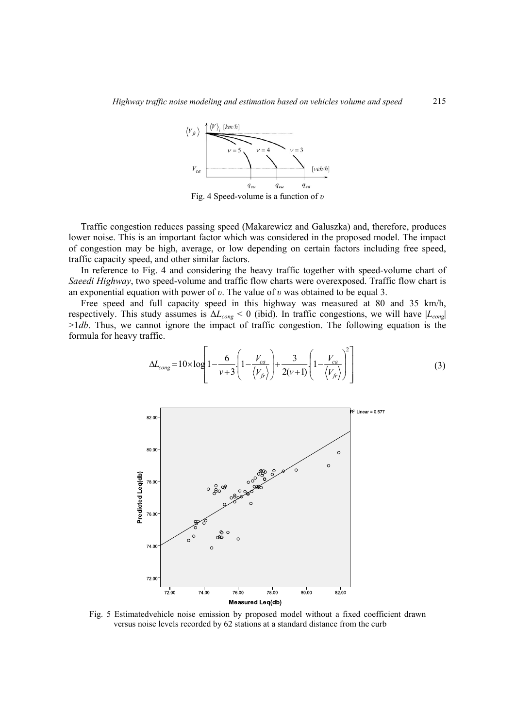Fig. 4 Speed-volume is a function of $\upsilon$

Traffic congestion reduces passing speed (Makarewicz and Galuszka) and, therefore, produces lower noise. This is an important factor which was considered in the proposed model. The impact of congestion may be high, average, or low depending on certain factors including free speed, traffic capacity speed, and other similar factors.

In reference to Fig. 4 and considering the heavy traffic together with speed-volume chart of *Saeedi Highway*, two speed-volume and traffic flow charts were overexposed. Traffic flow chart is an exponential equation with power of $\upsilon$. The value of $\upsilon$ was obtained to be equal 3.

Free speed and full capacity speed in this highway was measured at 80 and 35 km/h, respectively. This study assumes is $\Delta L_{cong} < 0$ (ibid). In traffic congestions, we will have $|L_{cong}| > 1db$. Thus, we cannot ignore the impact of traffic congestion. The following equation is the formula for heavy traffic.

$$\Delta L_{cong} = 10 \times \log\left[1 - \frac{6}{v+3} \cdot \left(1 - \frac{V_{ca}}{\langle V_{fr} \rangle}\right) + \frac{3}{2(v+1)} \cdot \left(1 - \frac{V_{ca}}{\langle V_{fr} \rangle}\right)^2\right] \tag{3}$$

Fig. 5 Estimatedvehicle noise emission by proposed model without a fixed coefficient drawn versus noise levels recorded by 62 stations at a standard distance from the curb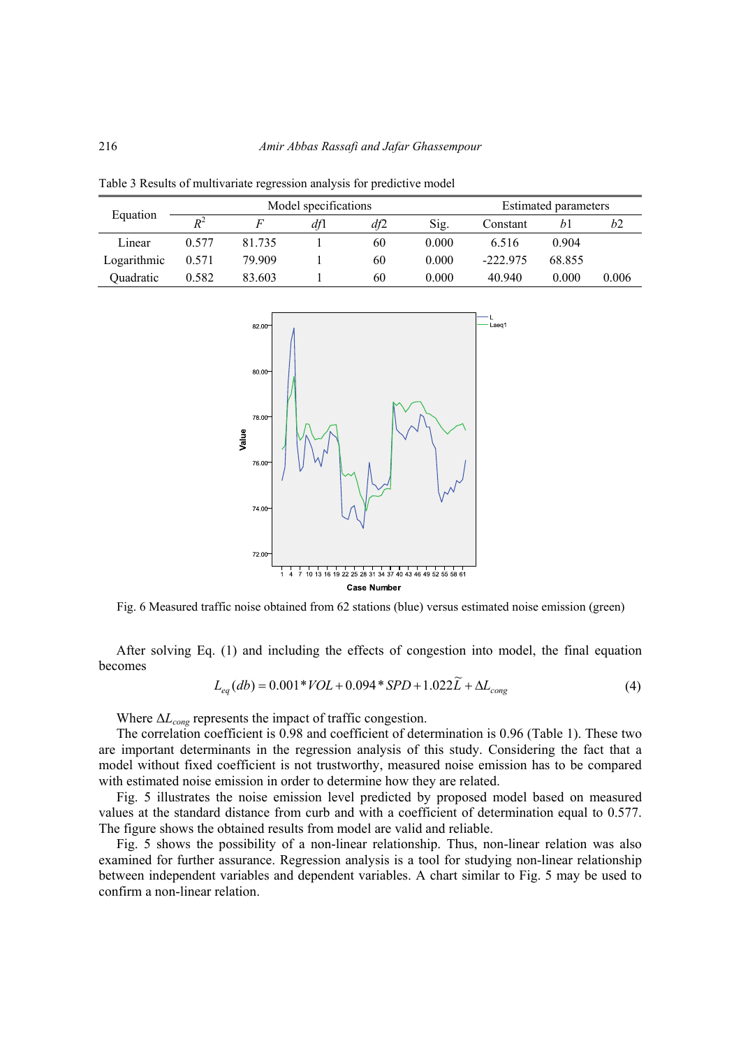Table 3 Results of multivariate regression analysis for predictive model

| Equation | Model specifications | | | | | Estimated parameters | | |
|---|---|---|---|---|---|---|---|---|
| | $R^2$ | $F$ | $df1$ | $df2$ | Sig. | Constant | $b1$ | $b2$ |
| Linear | 0.577 | 81.735 | 1 | 60 | 0.000 | 6.516 | 0.904 | |
| Logarithmic | 0.571 | 79.909 | 1 | 60 | 0.000 | -222.975 | 68.855 | |
| Quadratic | 0.582 | 83.603 | 1 | 60 | 0.000 | 40.940 | 0.000 | 0.006 |

Fig. 6 Measured traffic noise obtained from 62 stations (blue) versus estimated noise emission (green)

After solving Eq. (1) and including the effects of congestion into model, the final equation becomes

$$L_{eq}(db) = 0.001 * VOL + 0.094 * SPD + 1.022\widetilde{L} + \Delta L_{cong} \tag{4}$$

Where $\Delta L_{cong}$ represents the impact of traffic congestion.

The correlation coefficient is 0.98 and coefficient of determination is 0.96 (Table 1). These two are important determinants in the regression analysis of this study. Considering the fact that a model without fixed coefficient is not trustworthy, measured noise emission has to be compared with estimated noise emission in order to determine how they are related.

Fig. 5 illustrates the noise emission level predicted by proposed model based on measured values at the standard distance from curb and with a coefficient of determination equal to 0.577. The figure shows the obtained results from model are valid and reliable.

Fig. 5 shows the possibility of a non-linear relationship. Thus, non-linear relation was also examined for further assurance. Regression analysis is a tool for studying non-linear relationship between independent variables and dependent variables. A chart similar to Fig. 5 may be used to confirm a non-linear relation.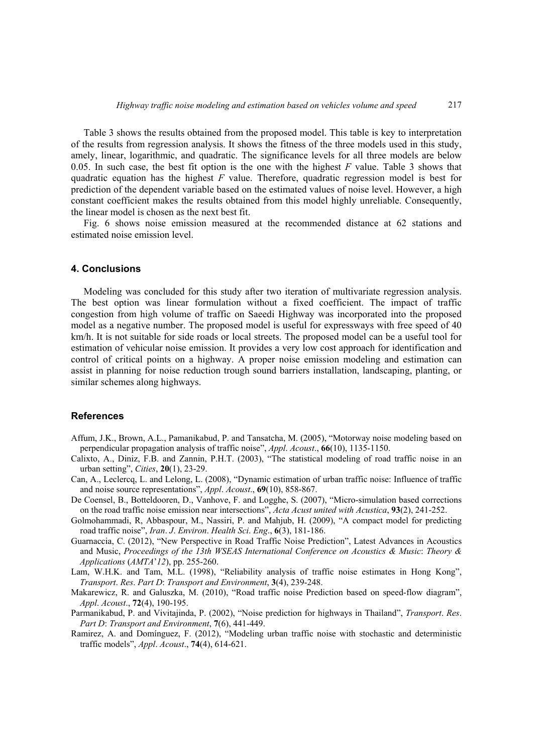Table 3 shows the results obtained from the proposed model. This table is key to interpretation of the results from regression analysis. It shows the fitness of the three models used in this study, amely, linear, logarithmic, and quadratic. The significance levels for all three models are below 0.05. In such case, the best fit option is the one with the highest *F* value. Table 3 shows that quadratic equation has the highest *F* value. Therefore, quadratic regression model is best for prediction of the dependent variable based on the estimated values of noise level. However, a high constant coefficient makes the results obtained from this model highly unreliable. Consequently, the linear model is chosen as the next best fit.

Fig. 6 shows noise emission measured at the recommended distance at 62 stations and estimated noise emission level.

## 4. Conclusions

Modeling was concluded for this study after two iteration of multivariate regression analysis. The best option was linear formulation without a fixed coefficient. The impact of traffic congestion from high volume of traffic on Saeedi Highway was incorporated into the proposed model as a negative number. The proposed model is useful for expressways with free speed of 40 km/h. It is not suitable for side roads or local streets. The proposed model can be a useful tool for estimation of vehicular noise emission. It provides a very low cost approach for identification and control of critical points on a highway. A proper noise emission modeling and estimation can assist in planning for noise reduction trough sound barriers installation, landscaping, planting, or similar schemes along highways.

## References

Affum, J.K., Brown, A.L., Pamanikabud, P. and Tansatcha, M. (2005), "Motorway noise modeling based on perpendicular propagation analysis of traffic noise", *Appl*. *Acoust*., **66**(10), 1135-1150.

Calixto, A., Diniz, F.B. and Zannin, P.H.T. (2003), "The statistical modeling of road traffic noise in an urban setting", *Cities*, **20**(1), 23-29.

Can, A., Leclercq, L. and Lelong, L. (2008), "Dynamic estimation of urban traffic noise: Influence of traffic and noise source representations", *Appl*. *Acoust*., **69**(10), 858-867.

De Coensel, B., Botteldooren, D., Vanhove, F. and Logghe, S. (2007), "Micro-simulation based corrections on the road traffic noise emission near intersections", *Acta Acust united with Acustica*, **93**(2), 241-252.

Golmohammadi, R, Abbaspour, M., Nassiri, P. and Mahjub, H. (2009), "A compact model for predicting road traffic noise", *Iran*. *J*. *Environ*. *Health Sci*. *Eng*., **6**(3), 181-186.

Guarnaccia, C. (2012), "New Perspective in Road Traffic Noise Prediction", Latest Advances in Acoustics and Music, *Proceedings of the 13th WSEAS International Conference on Acoustics & Music*: *Theory & Applications* (*AMTA'12*), pp. 255-260.

Lam, W.H.K. and Tam, M.L. (1998), "Reliability analysis of traffic noise estimates in Hong Kong", *Transport*. *Res*. *Part D*: *Transport and Environment*, **3**(4), 239-248.

Makarewicz, R. and Galuszka, M. (2010), "Road traffic noise Prediction based on speed-flow diagram", *Appl*. *Acoust*., **72**(4), 190-195.

Parmanikabud, P. and Vivitajinda, P. (2002), "Noise prediction for highways in Thailand", *Transport*. *Res*. *Part D*: *Transport and Environment*, **7**(6), 441-449.

Ramirez, A. and Domínguez, F. (2012), "Modeling urban traffic noise with stochastic and deterministic traffic models", *Appl*. *Acoust*., **74**(4), 614-621.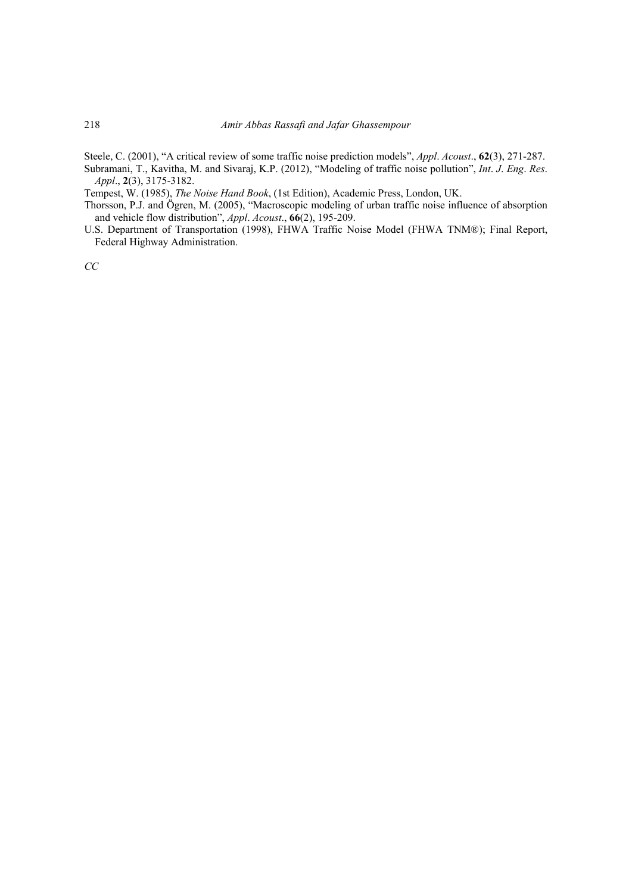Steele, C. (2001), "A critical review of some traffic noise prediction models", *Appl. Acoust.*, **62**(3), 271-287.

Subramani, T., Kavitha, M. and Sivaraj, K.P. (2012), "Modeling of traffic noise pollution", *Int. J. Eng. Res. Appl.*, **2**(3), 3175-3182.

Tempest, W. (1985), *The Noise Hand Book*, (1st Edition), Academic Press, London, UK.

Thorsson, P.J. and Ögren, M. (2005), "Macroscopic modeling of urban traffic noise influence of absorption and vehicle flow distribution", *Appl. Acoust.*, **66**(2), 195-209.

U.S. Department of Transportation (1998), FHWA Traffic Noise Model (FHWA TNM®); Final Report, Federal Highway Administration.

*CC*